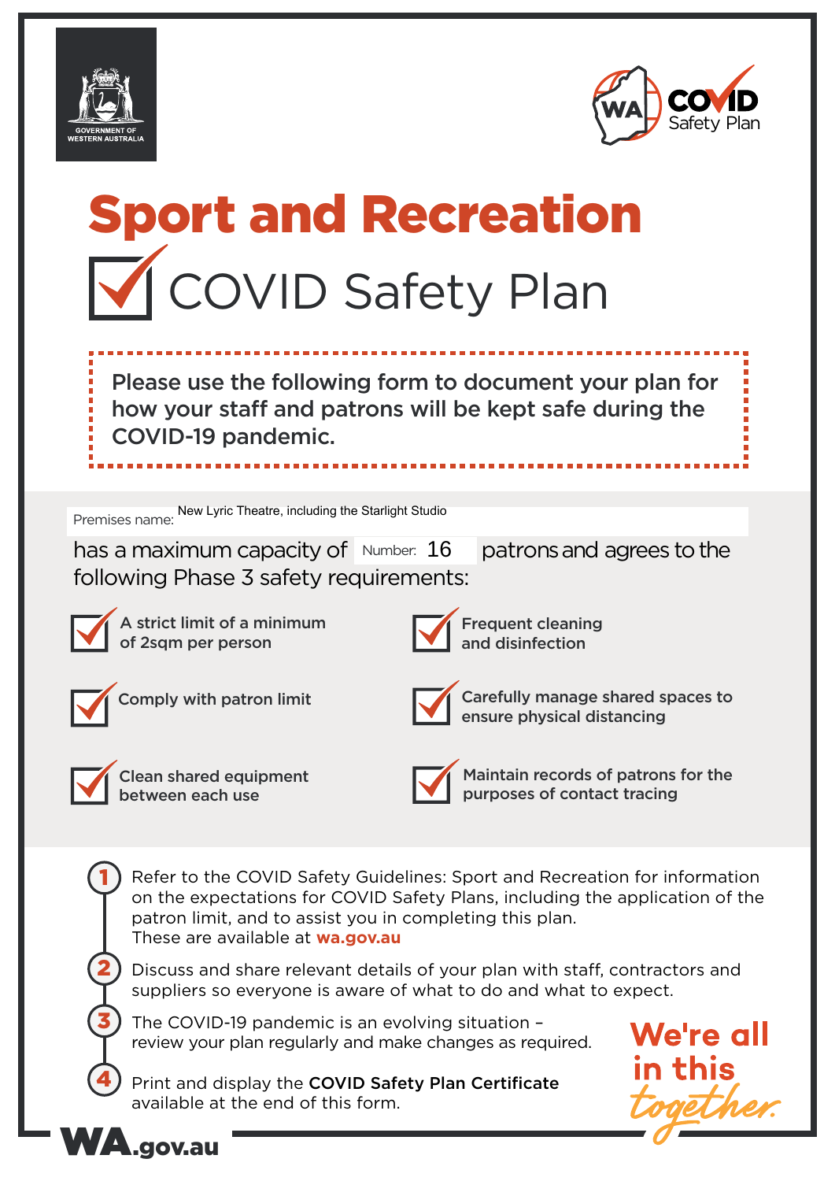GOVERNMENT OF WESTERN AUSTRALIA

WA COVID Safety Plan

# Sport and Recreation

## ☑ COVID Safety Plan

**Please use the following form to document your plan for how your staff and patrons will be kept safe during the COVID-19 pandemic.**

Premises name: New Lyric Theatre, including the Starlight Studio

has a maximum capacity of Number: 16 patrons and agrees to the following Phase 3 safety requirements:

- ☑ **A strict limit of a minimum of 2sqm per person**
- ☑ **Frequent cleaning and disinfection**
- ☑ **Comply with patron limit**
- ☑ **Carefully manage shared spaces to ensure physical distancing**
- ☑ **Clean shared equipment between each use**
- ☑ **Maintain records of patrons for the purposes of contact tracing**

1. Refer to the COVID Safety Guidelines: Sport and Recreation for information on the expectations for COVID Safety Plans, including the application of the patron limit, and to assist you in completing this plan. These are available at **wa.gov.au**
2. Discuss and share relevant details of your plan with staff, contractors and suppliers so everyone is aware of what to do and what to expect.
3. The COVID-19 pandemic is an evolving situation – review your plan regularly and make changes as required.
4. Print and display the **COVID Safety Plan Certificate** available at the end of this form.

We're all in this *together.*

WA.gov.au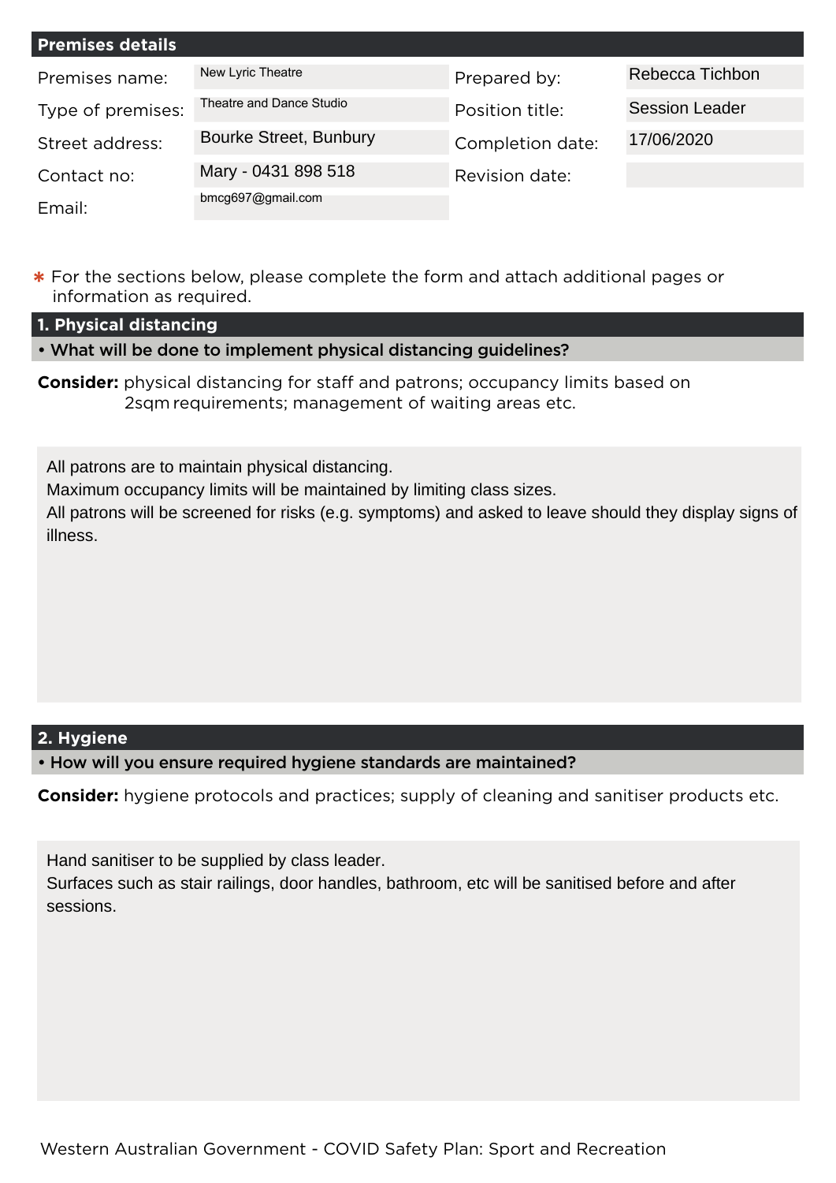## Premises details

| Premises name: | New Lyric Theatre | Prepared by: | Rebecca Tichbon |
|---|---|---|---|
| Type of premises: | Theatre and Dance Studio | Position title: | Session Leader |
| Street address: | Bourke Street, Bunbury | Completion date: | 17/06/2020 |
| Contact no: | Mary - 0431 898 518 | Revision date: | |
| Email: | bmcg697@gmail.com | | |

* For the sections below, please complete the form and attach additional pages or information as required.

## 1. Physical distancing

**• What will be done to implement physical distancing guidelines?**

**Consider:** physical distancing for staff and patrons; occupancy limits based on 2sqm requirements; management of waiting areas etc.

All patrons are to maintain physical distancing.
Maximum occupancy limits will be maintained by limiting class sizes.
All patrons will be screened for risks (e.g. symptoms) and asked to leave should they display signs of illness.

## 2. Hygiene

**• How will you ensure required hygiene standards are maintained?**

**Consider:** hygiene protocols and practices; supply of cleaning and sanitiser products etc.

Hand sanitiser to be supplied by class leader.
Surfaces such as stair railings, door handles, bathroom, etc will be sanitised before and after sessions.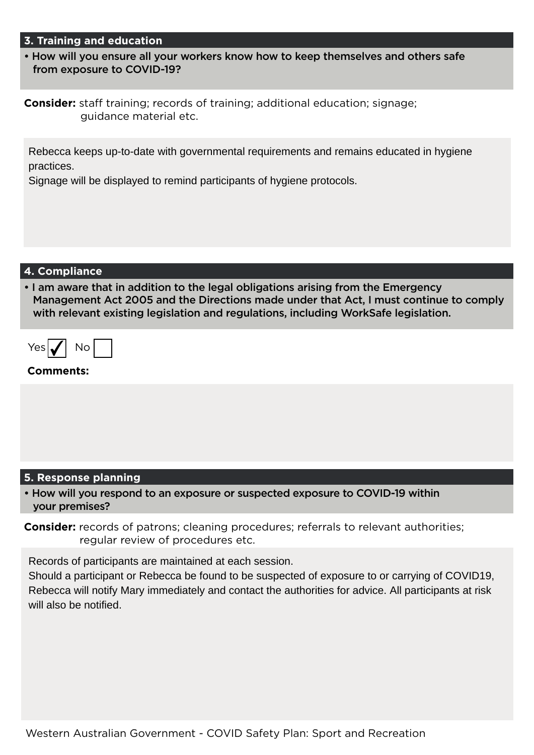## 3. Training and education

- How will you ensure all your workers know how to keep themselves and others safe from exposure to COVID-19?

**Consider:** staff training; records of training; additional education; signage; guidance material etc.

Rebecca keeps up-to-date with governmental requirements and remains educated in hygiene practices.
Signage will be displayed to remind participants of hygiene protocols.

## 4. Compliance

- I am aware that in addition to the legal obligations arising from the Emergency Management Act 2005 and the Directions made under that Act, I must continue to comply with relevant existing legislation and regulations, including WorkSafe legislation.

Yes ☑ No ☐

**Comments:**

## 5. Response planning

- How will you respond to an exposure or suspected exposure to COVID-19 within your premises?

**Consider:** records of patrons; cleaning procedures; referrals to relevant authorities; regular review of procedures etc.

Records of participants are maintained at each session.
Should a participant or Rebecca be found to be suspected of exposure to or carrying of COVID19, Rebecca will notify Mary immediately and contact the authorities for advice. All participants at risk will also be notified.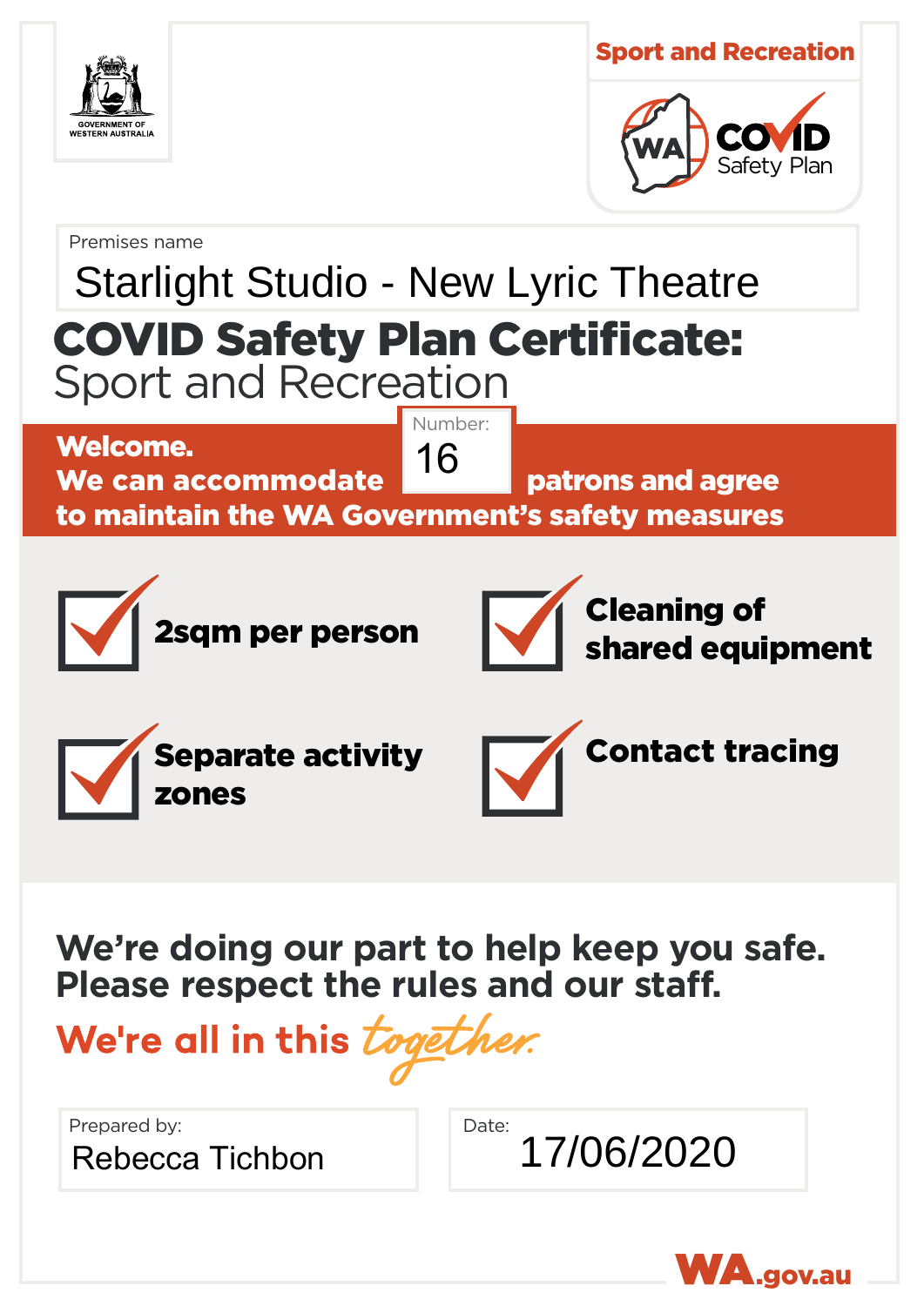GOVERNMENT OF WESTERN AUSTRALIA

**Sport and Recreation**

WA COVID Safety Plan

Premises name

Starlight Studio - New Lyric Theatre

# COVID Safety Plan Certificate:
## Sport and Recreation

**Welcome.**
**We can accommodate** Number: 16 **patrons and agree to maintain the WA Government's safety measures**

- [x] **2sqm per person**
- [x] **Cleaning of shared equipment**
- [x] **Separate activity zones**
- [x] **Contact tracing**

**We're doing our part to help keep you safe. Please respect the rules and our staff.**

**We're all in this** *together.*

Prepared by: Rebecca Tichbon

Date: 17/06/2020

WA.gov.au